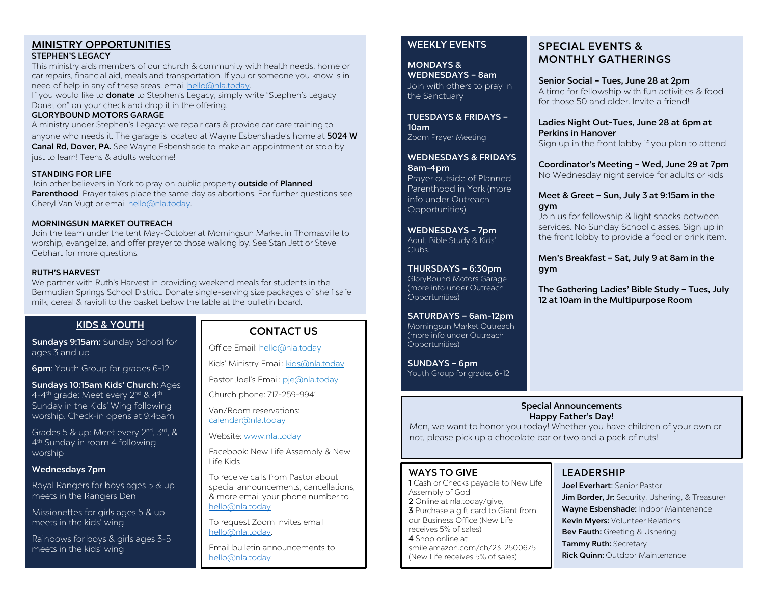## MINISTRY OPPORTUNITIES

**STEPHEN'S LEGACY**

This ministry aids members of our church & community with health needs, home or car repairs, financial aid, meals and transportation. If you or someone you know is in need of help in any of these areas, email hello@nla.today.

If you would like to **donate** to Stephen's Legacy, simply write "Stephen's Legacy Donation" on your check and drop it in the offering.

**GLORYBOUND MOTORS GARAGE**

A ministry under Stephen's Legacy: we repair cars & provide car care training to anyone who needs it. The garage is located at Wayne Esbenshade's home at **5024 W Canal Rd, Dover, PA.** See Wayne Esbenshade to make an appointment or stop by just to learn! Teens & adults welcome!

**STANDING FOR LIFE**

Join other believers in York to pray on public property **outside** of **Planned Parenthood**. Prayer takes place the same day as abortions. For further questions see Cheryl Van Vugt or email hello@nla.today.

**MORNINGSUN MARKET OUTREACH**

Join the team under the tent May-October at Morningsun Market in Thomasville to worship, evangelize, and offer prayer to those walking by. See Stan Jett or Steve Gebhart for more questions.

**RUTH'S HARVEST**

We partner with Ruth's Harvest in providing weekend meals for students in the Bermudian Springs School District. Donate single-serving size packages of shelf safe milk, cereal & ravioli to the basket below the table at the bulletin board.

## KIDS & YOUTH

**Sundays 9:15am:** Sunday School for ages 3 and up

**6pm**: Youth Group for grades 6-12

**Sundays 10:15am Kids' Church:** Ages 4-4th grade: Meet every 2nd & 4th Sunday in the Kids' Wing following worship. Check-in opens at 9:45am

Grades 5 & up: Meet every 2nd, 3rd, & 4th Sunday in room 4 following worship

**Wednesdays 7pm**

Royal Rangers for boys ages 5 & up meets in the Rangers Den

Missionettes for girls ages 5 & up meets in the kids' wing

Rainbows for boys & girls ages 3-5 meets in the kids' wing

## CONTACT US

Office Email: hello@nla.today

Kids' Ministry Email: kids@nla.today

Pastor Joel's Email: pje@nla.today

Church phone: 717-259-9941

Van/Room reservations: calendar@nla.today

Website: www.nla.today

Facebook: New Life Assembly & New Life Kids

To receive calls from Pastor about special announcements, cancellations, & more email your phone number to hello@nla.today

To request Zoom invites email hello@nla.today.

Email bulletin announcements to hello@nla.today

## WEEKLY EVENTS

**MONDAYS & WEDNESDAYS – 8am**
Join with others to pray in the Sanctuary

**TUESDAYS & FRIDAYS – 10am**
Zoom Prayer Meeting

**WEDNESDAYS & FRIDAYS 8am-4pm**
Prayer outside of Planned Parenthood in York (more info under Outreach Opportunities)

**WEDNESDAYS – 7pm**
Adult Bible Study & Kids' Clubs.

**THURSDAYS – 6:30pm**
GloryBound Motors Garage (more info under Outreach Opportunities)

**SATURDAYS – 6am-12pm**
Morningsun Market Outreach (more info under Outreach Opportunities)

**SUNDAYS – 6pm**
Youth Group for grades 6-12

## SPECIAL EVENTS & MONTHLY GATHERINGS

**Senior Social – Tues, June 28 at 2pm**
A time for fellowship with fun activities & food for those 50 and older. Invite a friend!

**Ladies Night Out-Tues, June 28 at 6pm at Perkins in Hanover**
Sign up in the front lobby if you plan to attend

**Coordinator's Meeting – Wed, June 29 at 7pm**
No Wednesday night service for adults or kids

**Meet & Greet – Sun, July 3 at 9:15am in the gym**
Join us for fellowship & light snacks between services. No Sunday School classes. Sign up in the front lobby to provide a food or drink item.

**Men's Breakfast – Sat, July 9 at 8am in the gym**

**The Gathering Ladies' Bible Study – Tues, July 12 at 10am in the Multipurpose Room**

**Special Announcements**

**Happy Father's Day!**

Men, we want to honor you today! Whether you have children of your own or not, please pick up a chocolate bar or two and a pack of nuts!

## WAYS TO GIVE

**1** Cash or Checks payable to New Life Assembly of God
**2** Online at nla.today/give,
**3** Purchase a gift card to Giant from our Business Office (New Life receives 5% of sales)
**4** Shop online at smile.amazon.com/ch/23-2500675 (New Life receives 5% of sales)

## LEADERSHIP

**Joel Everhart**: Senior Pastor
**Jim Border, Jr:** Security, Ushering, & Treasurer
**Wayne Esbenshade:** Indoor Maintenance
**Kevin Myers:** Volunteer Relations
**Bev Fauth:** Greeting & Ushering
**Tammy Ruth:** Secretary
**Rick Quinn:** Outdoor Maintenance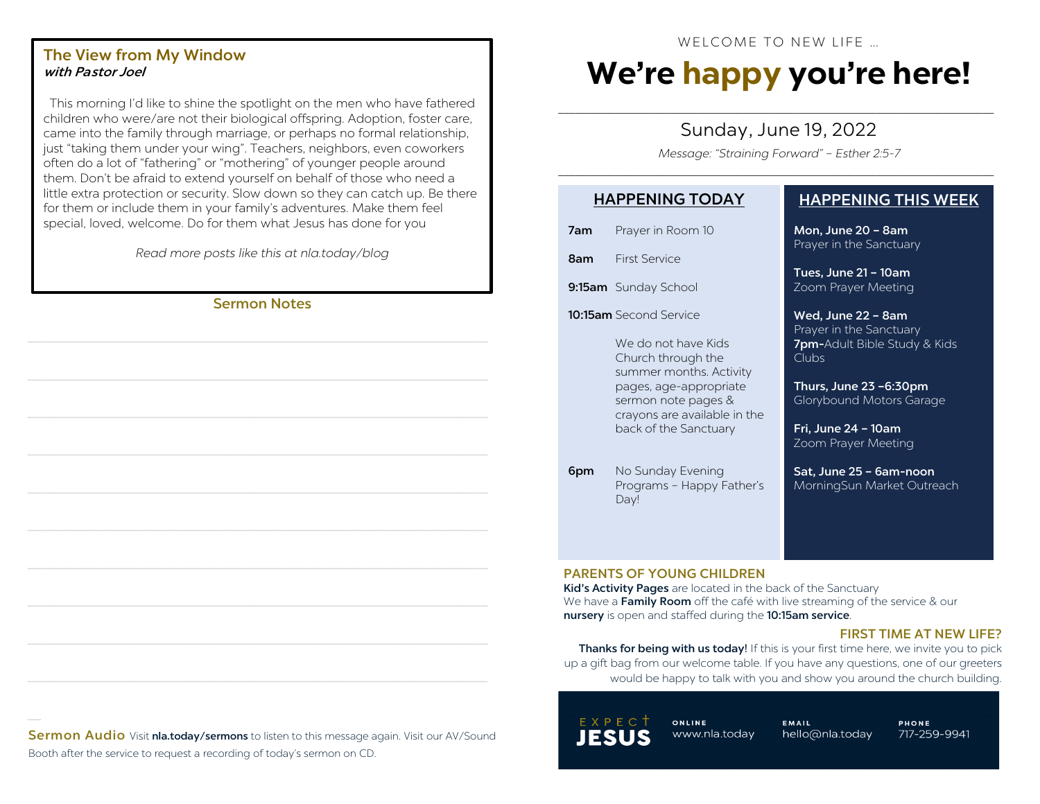## The View from My Window

***with Pastor Joel***

This morning I'd like to shine the spotlight on the men who have fathered children who were/are not their biological offspring. Adoption, foster care, came into the family through marriage, or perhaps no formal relationship, just "taking them under your wing". Teachers, neighbors, even coworkers often do a lot of "fathering" or "mothering" of younger people around them. Don't be afraid to extend yourself on behalf of those who need a little extra protection or security. Slow down so they can catch up. Be there for them or include them in your family's adventures. Make them feel special, loved, welcome. Do for them what Jesus has done for you

*Read more posts like this at nla.today/blog*

## Sermon Notes

______________________________________________

______________________________________________

______________________________________________

______________________________________________

______________________________________________

______________________________________________

______________________________________________

______________________________________________

______________________________________________

______________________________________________

**Sermon Audio** Visit **nla.today/sermons** to listen to this message again. Visit our AV/Sound Booth after the service to request a recording of today's sermon on CD.

WELCOME TO NEW LIFE …

# We're happy you're here!

## Sunday, June 19, 2022

*Message: "Straining Forward" – Esther 2:5-7*

### HAPPENING TODAY

**7am** Prayer in Room 10

**8am** First Service

**9:15am** Sunday School

**10:15am** Second Service

We do not have Kids Church through the summer months. Activity pages, age-appropriate sermon note pages & crayons are available in the back of the Sanctuary

**6pm** No Sunday Evening Programs – Happy Father's Day!

### HAPPENING THIS WEEK

**Mon, June 20 – 8am**
Prayer in the Sanctuary

**Tues, June 21 – 10am**
Zoom Prayer Meeting

**Wed, June 22 – 8am**
Prayer in the Sanctuary
**7pm-**Adult Bible Study & Kids Clubs

**Thurs, June 23 –6:30pm**
Glorybound Motors Garage

**Fri, June 24 – 10am**
Zoom Prayer Meeting

**Sat, June 25 – 6am-noon**
MorningSun Market Outreach

### PARENTS OF YOUNG CHILDREN

**Kid's Activity Pages** are located in the back of the Sanctuary
We have a **Family Room** off the café with live streaming of the service & our **nursery** is open and staffed during the **10:15am service**.

### FIRST TIME AT NEW LIFE?

**Thanks for being with us today!** If this is your first time here, we invite you to pick up a gift bag from our welcome table. If you have any questions, one of our greeters would be happy to talk with you and show you around the church building.

EXPECT JESUS

ONLINE www.nla.today

EMAIL hello@nla.today

PHONE 717-259-9941